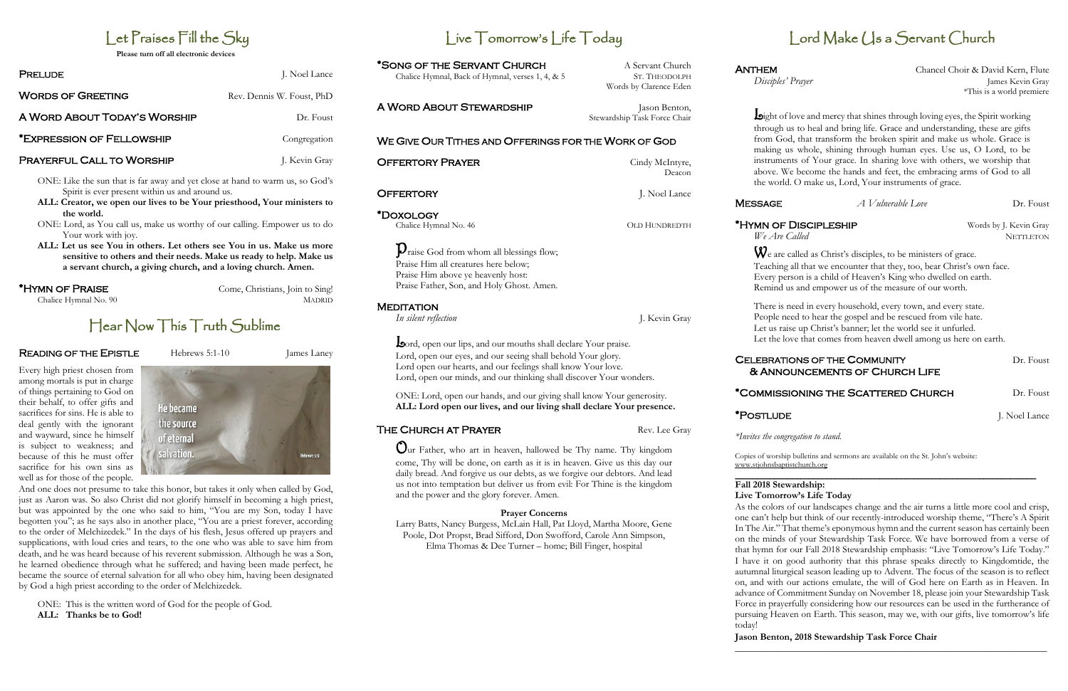# Let Praises Fill the Sky

**Please turn off all electronic devices**

**PRELUDE** — J. Noel Lance

**WORDS OF GREETING** — Rev. Dennis W. Foust, PhD

**A WORD ABOUT TODAY'S WORSHIP** — Dr. Foust

**\*EXPRESSION OF FELLOWSHIP** — Congregation

**PRAYERFUL CALL TO WORSHIP** — J. Kevin Gray

ONE: Like the sun that is far away and yet close at hand to warm us, so God's Spirit is ever present within us and around us.

**ALL: Creator, we open our lives to be Your priesthood, Your ministers to the world.**

ONE: Lord, as You call us, make us worthy of our calling. Empower us to do Your work with joy.

**ALL: Let us see You in others. Let others see You in us. Make us more sensitive to others and their needs. Make us ready to help. Make us a servant church, a giving church, and a loving church. Amen.**

**\*HYMN OF PRAISE** — Come, Christians, Join to Sing!
Chalice Hymnal No. 90 — MADRID

# Hear Now This Truth Sublime

**READING OF THE EPISTLE** — Hebrews 5:1-10 — James Laney

Every high priest chosen from among mortals is put in charge of things pertaining to God on their behalf, to offer gifts and sacrifices for sins. He is able to deal gently with the ignorant and wayward, since he himself is subject to weakness; and because of this he must offer sacrifice for his own sins as well as for those of the people. And one does not presume to take this honor, but takes it only when called by God, just as Aaron was. So also Christ did not glorify himself in becoming a high priest, but was appointed by the one who said to him, "You are my Son, today I have begotten you"; as he says also in another place, "You are a priest forever, according to the order of Melchizedek." In the days of his flesh, Jesus offered up prayers and supplications, with loud cries and tears, to the one who was able to save him from death, and he was heard because of his reverent submission. Although he was a Son, he learned obedience through what he suffered; and having been made perfect, he became the source of eternal salvation for all who obey him, having been designated by God a high priest according to the order of Melchizedek.

He became the source of eternal salvation. Hebrews 5:9

ONE: This is the written word of God for the people of God.
**ALL: Thanks be to God!**

# Live Tomorrow's Life Today

**\*SONG OF THE SERVANT CHURCH** — A Servant Church
Chalice Hymnal, Back of Hymnal, verses 1, 4, & 5 — ST. THEODOLPH
Words by Clarence Eden

**A WORD ABOUT STEWARDSHIP** — Jason Benton, Stewardship Task Force Chair

## WE GIVE OUR TITHES AND OFFERINGS FOR THE WORK OF GOD

**OFFERTORY PRAYER** — Cindy McIntyre, Deacon

**OFFERTORY** — J. Noel Lance

**\*DOXOLOGY**
Chalice Hymnal No. 46 — OLD HUNDREDTH

Praise God from whom all blessings flow;
Praise Him all creatures here below;
Praise Him above ye heavenly host:
Praise Father, Son, and Holy Ghost. Amen.

**MEDITATION**
*In silent reflection* — J. Kevin Gray

Lord, open our lips, and our mouths shall declare Your praise.
Lord, open our eyes, and our seeing shall behold Your glory.
Lord open our hearts, and our feelings shall know Your love.
Lord, open our minds, and our thinking shall discover Your wonders.

ONE: Lord, open our hands, and our giving shall know Your generosity.
**ALL: Lord open our lives, and our living shall declare Your presence.**

**THE CHURCH AT PRAYER** — Rev. Lee Gray

Our Father, who art in heaven, hallowed be Thy name. Thy kingdom come, Thy will be done, on earth as it is in heaven. Give us this day our daily bread. And forgive us our debts, as we forgive our debtors. And lead us not into temptation but deliver us from evil: For Thine is the kingdom and the power and the glory forever. Amen.

**Prayer Concerns**

Larry Batts, Nancy Burgess, McLain Hall, Pat Lloyd, Martha Moore, Gene Poole, Dot Propst, Brad Sifford, Don Swofford, Carole Ann Simpson, Elma Thomas & Dee Turner – home; Bill Finger, hospital

# Lord Make Us a Servant Church

**ANTHEM** — Chancel Choir & David Kern, Flute
*Disciples' Prayer* — James Kevin Gray
\*This is a world premiere

Light of love and mercy that shines through loving eyes, the Spirit working through us to heal and bring life. Grace and understanding, these are gifts from God, that transform the broken spirit and make us whole. Grace is making us whole, shining through human eyes. Use us, O Lord, to be instruments of Your grace. In sharing love with others, we worship that above. We become the hands and feet, the embracing arms of God to all the world. O make us, Lord, Your instruments of grace.

**MESSAGE** — *A Vulnerable Love* — Dr. Foust

**\*HYMN OF DISCIPLESHIP** — Words by J. Kevin Gray
*We Are Called* — NETTLETON

We are called as Christ's disciples, to be ministers of grace.
Teaching all that we encounter that they, too, bear Christ's own face.
Every person is a child of Heaven's King who dwelled on earth.
Remind us and empower us of the measure of our worth.

There is need in every household, every town, and every state.
People need to hear the gospel and be rescued from vile hate.
Let us raise up Christ's banner; let the world see it unfurled.
Let the love that comes from heaven dwell among us here on earth.

**CELEBRATIONS OF THE COMMUNITY & ANNOUNCEMENTS OF CHURCH LIFE** — Dr. Foust

**\*COMMISSIONING THE SCATTERED CHURCH** — Dr. Foust

**\*POSTLUDE** — J. Noel Lance

*\*Invites the congregation to stand.*

Copies of worship bulletins and sermons are available on the St. John's website: www.stjohnsbaptistchurch.org

---

**Fall 2018 Stewardship:**
**Live Tomorrow's Life Today**

As the colors of our landscapes change and the air turns a little more cool and crisp, one can't help but think of our recently-introduced worship theme, "There's A Spirit In The Air." That theme's eponymous hymn and the current season has certainly been on the minds of your Stewardship Task Force. We have borrowed from a verse of that hymn for our Fall 2018 Stewardship emphasis: "Live Tomorrow's Life Today." I have it on good authority that this phrase speaks directly to Kingdomtide, the autumnal liturgical season leading up to Advent. The focus of the season is to reflect on, and with our actions emulate, the will of God here on Earth as in Heaven. In advance of Commitment Sunday on November 18, please join your Stewardship Task Force in prayerfully considering how our resources can be used in the furtherance of pursuing Heaven on Earth. This season, may we, with our gifts, live tomorrow's life today!

**Jason Benton, 2018 Stewardship Task Force Chair**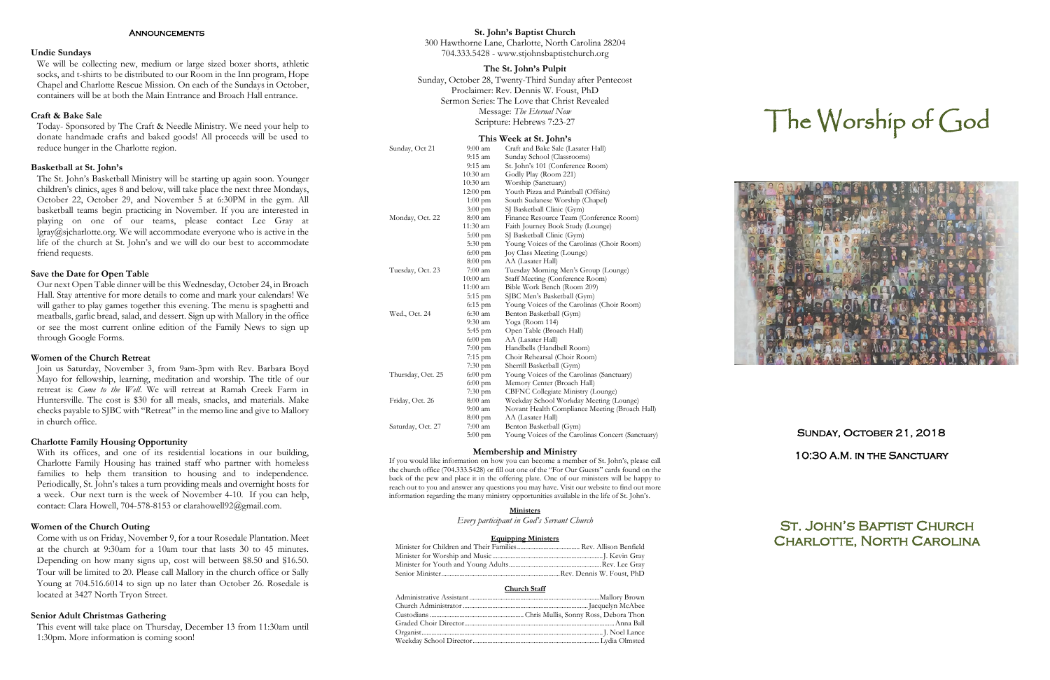## Announcements

### Undie Sundays

We will be collecting new, medium or large sized boxer shorts, athletic socks, and t-shirts to be distributed to our Room in the Inn program, Hope Chapel and Charlotte Rescue Mission. On each of the Sundays in October, containers will be at both the Main Entrance and Broach Hall entrance.

### Craft & Bake Sale

Today- Sponsored by The Craft & Needle Ministry. We need your help to donate handmade crafts and baked goods! All proceeds will be used to reduce hunger in the Charlotte region.

### Basketball at St. John's

The St. John's Basketball Ministry will be starting up again soon. Younger children's clinics, ages 8 and below, will take place the next three Mondays, October 22, October 29, and November 5 at 6:30PM in the gym. All basketball teams begin practicing in November. If you are interested in playing on one of our teams, please contact Lee Gray at lgray@sjcharlotte.org. We will accommodate everyone who is active in the life of the church at St. John's and we will do our best to accommodate friend requests.

### Save the Date for Open Table

Our next Open Table dinner will be this Wednesday, October 24, in Broach Hall. Stay attentive for more details to come and mark your calendars! We will gather to play games together this evening. The menu is spaghetti and meatballs, garlic bread, salad, and dessert. Sign up with Mallory in the office or see the most current online edition of the Family News to sign up through Google Forms.

### Women of the Church Retreat

Join us Saturday, November 3, from 9am-3pm with Rev. Barbara Boyd Mayo for fellowship, learning, meditation and worship. The title of our retreat is: *Come to the Well*. We will retreat at Ramah Creek Farm in Huntersville. The cost is $30 for all meals, snacks, and materials. Make checks payable to SJBC with "Retreat" in the memo line and give to Mallory in church office.

### Charlotte Family Housing Opportunity

With its offices, and one of its residential locations in our building, Charlotte Family Housing has trained staff who partner with homeless families to help them transition to housing and to independence. Periodically, St. John's takes a turn providing meals and overnight hosts for a week. Our next turn is the week of November 4-10. If you can help, contact: Clara Howell, 704-578-8153 or clarahowell92@gmail.com.

### Women of the Church Outing

Come with us on Friday, November 9, for a tour Rosedale Plantation. Meet at the church at 9:30am for a 10am tour that lasts 30 to 45 minutes. Depending on how many signs up, cost will between $8.50 and $16.50. Tour will be limited to 20. Please call Mallory in the church office or Sally Young at 704.516.6014 to sign up no later than October 26. Rosedale is located at 3427 North Tryon Street.

### Senior Adult Christmas Gathering

This event will take place on Thursday, December 13 from 11:30am until 1:30pm. More information is coming soon!

**St. John's Baptist Church**
300 Hawthorne Lane, Charlotte, North Carolina 28204
704.333.5428 - www.stjohnsbaptistchurch.org

**The St. John's Pulpit**
Sunday, October 28, Twenty-Third Sunday after Pentecost
Proclaimer: Rev. Dennis W. Foust, PhD
Sermon Series: The Love that Christ Revealed
Message: *The Eternal Now*
Scripture: Hebrews 7:23-27

### This Week at St. John's

| | | |
|---|---|---|
| Sunday, Oct 21 | 9:00 am | Craft and Bake Sale (Lasater Hall) |
| | 9:15 am | Sunday School (Classrooms) |
| | 9:15 am | St. John's 101 (Conference Room) |
| | 10:30 am | Godly Play (Room 221) |
| | 10:30 am | Worship (Sanctuary) |
| | 12:00 pm | Youth Pizza and Paintball (Offsite) |
| | 1:00 pm | South Sudanese Worship (Chapel) |
| | 3:00 pm | SJ Basketball Clinic (Gym) |
| Monday, Oct. 22 | 8:00 am | Finance Resource Team (Conference Room) |
| | 11:30 am | Faith Journey Book Study (Lounge) |
| | 5:00 pm | SJ Basketball Clinic (Gym) |
| | 5:30 pm | Young Voices of the Carolinas (Choir Room) |
| | 6:00 pm | Joy Class Meeting (Lounge) |
| | 8:00 pm | AA (Lasater Hall) |
| Tuesday, Oct. 23 | 7:00 am | Tuesday Morning Men's Group (Lounge) |
| | 10:00 am | Staff Meeting (Conference Room) |
| | 11:00 am | Bible Work Bench (Room 209) |
| | 5:15 pm | SJBC Men's Basketball (Gym) |
| | 6:15 pm | Young Voices of the Carolinas (Choir Room) |
| Wed., Oct. 24 | 6:30 am | Benton Basketball (Gym) |
| | 9:30 am | Yoga (Room 114) |
| | 5:45 pm | Open Table (Broach Hall) |
| | 6:00 pm | AA (Lasater Hall) |
| | 7:00 pm | Handbells (Handbell Room) |
| | 7:15 pm | Choir Rehearsal (Choir Room) |
| | 7:30 pm | Sherrill Basketball (Gym) |
| Thursday, Oct. 25 | 6:00 pm | Young Voices of the Carolinas (Sanctuary) |
| | 6:00 pm | Memory Center (Broach Hall) |
| | 7:30 pm | CBFNC Collegiate Ministry (Lounge) |
| Friday, Oct. 26 | 8:00 am | Weekday School Workday Meeting (Lounge) |
| | 9:00 am | Novant Health Compliance Meeting (Broach Hall) |
| | 8:00 pm | AA (Lasater Hall) |
| Saturday, Oct. 27 | 7:00 am | Benton Basketball (Gym) |
| | 5:00 pm | Young Voices of the Carolinas Concert (Sanctuary) |

### Membership and Ministry

If you would like information on how you can become a member of St. John's, please call the church office (704.333.5428) or fill out one of the "For Our Guests" cards found on the back of the pew and place it in the offering plate. One of our ministers will be happy to reach out to you and answer any questions you may have. Visit our website to find out more information regarding the many ministry opportunities available in the life of St. John's.

**Ministers**
*Every participant in God's Servant Church*

**Equipping Ministers**

Minister for Children and Their Families .......... Rev. Allison Benfield
Minister for Worship and Music .......... J. Kevin Gray
Minister for Youth and Young Adults .......... Rev. Lee Gray
Senior Minister .......... Rev. Dennis W. Foust, PhD

**Church Staff**

Administrative Assistant .......... Mallory Brown
Church Administrator .......... Jacquelyn McAbee
Custodians .......... Chris Mullis, Sonny Ross, Debora Thon
Graded Choir Director .......... Anna Ball
Organist .......... J. Noel Lance
Weekday School Director .......... Lydia Olmsted

# The Worship of God

Sunday, October 21, 2018

10:30 A.M. in the Sanctuary

## St. John's Baptist Church Charlotte, North Carolina